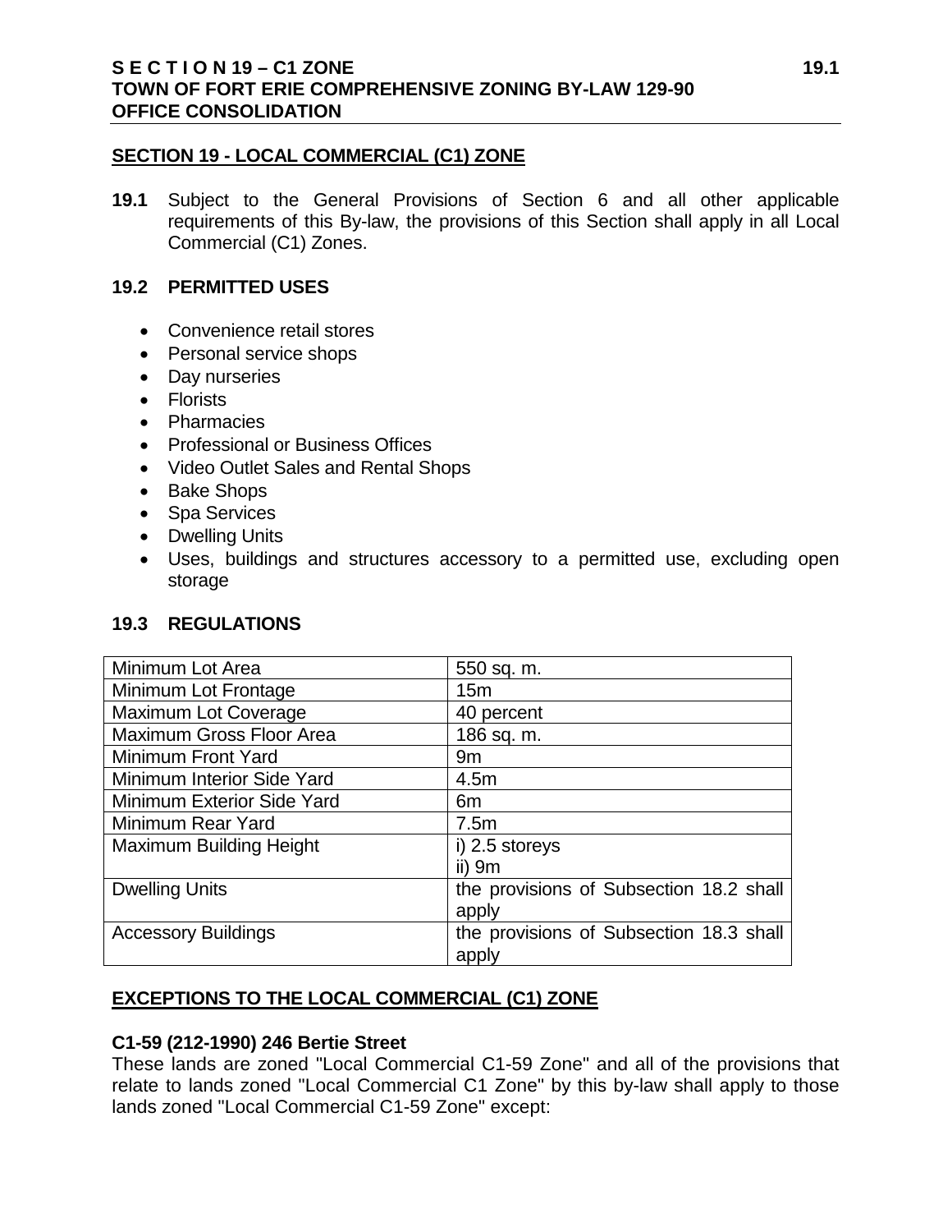## SECTION 19 - LOCAL COMMERCIAL (C1) ZONE

**19.1** Subject to the General Provisions of Section 6 and all other applicable requirements of this By-law, the provisions of this Section shall apply in all Local Commercial (C1) Zones.

### 19.2 PERMITTED USES

- Convenience retail stores
- Personal service shops
- Day nurseries
- Florists
- Pharmacies
- Professional or Business Offices
- Video Outlet Sales and Rental Shops
- Bake Shops
- Spa Services
- Dwelling Units
- Uses, buildings and structures accessory to a permitted use, excluding open storage

### 19.3 REGULATIONS

| | |
|---|---|
| Minimum Lot Area | 550 sq. m. |
| Minimum Lot Frontage | 15m |
| Maximum Lot Coverage | 40 percent |
| Maximum Gross Floor Area | 186 sq. m. |
| Minimum Front Yard | 9m |
| Minimum Interior Side Yard | 4.5m |
| Minimum Exterior Side Yard | 6m |
| Minimum Rear Yard | 7.5m |
| Maximum Building Height | i) 2.5 storeys<br>ii) 9m |
| Dwelling Units | the provisions of Subsection 18.2 shall apply |
| Accessory Buildings | the provisions of Subsection 18.3 shall apply |

## EXCEPTIONS TO THE LOCAL COMMERCIAL (C1) ZONE

**C1-59 (212-1990) 246 Bertie Street**

These lands are zoned "Local Commercial C1-59 Zone" and all of the provisions that relate to lands zoned "Local Commercial C1 Zone" by this by-law shall apply to those lands zoned "Local Commercial C1-59 Zone" except: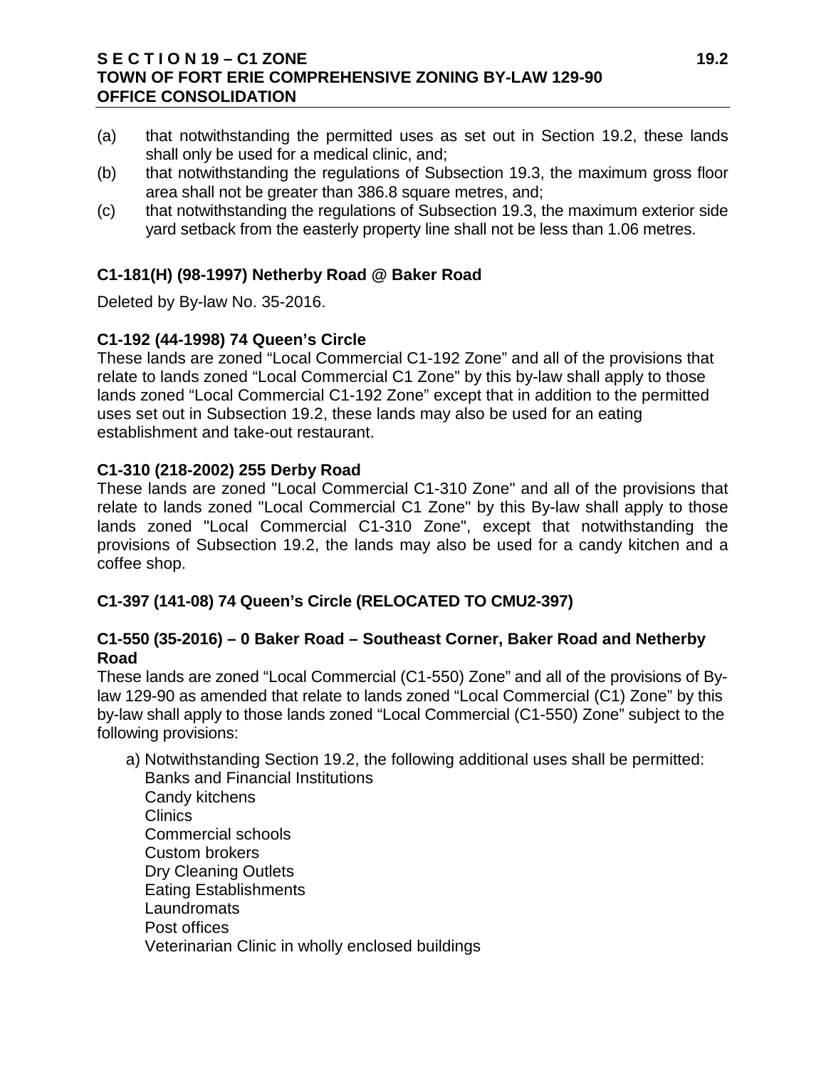(a) that notwithstanding the permitted uses as set out in Section 19.2, these lands shall only be used for a medical clinic, and;

(b) that notwithstanding the regulations of Subsection 19.3, the maximum gross floor area shall not be greater than 386.8 square metres, and;

(c) that notwithstanding the regulations of Subsection 19.3, the maximum exterior side yard setback from the easterly property line shall not be less than 1.06 metres.

### C1-181(H) (98-1997) Netherby Road @ Baker Road

Deleted by By-law No. 35-2016.

### C1-192 (44-1998) 74 Queen's Circle

These lands are zoned "Local Commercial C1-192 Zone" and all of the provisions that relate to lands zoned "Local Commercial C1 Zone" by this by-law shall apply to those lands zoned "Local Commercial C1-192 Zone" except that in addition to the permitted uses set out in Subsection 19.2, these lands may also be used for an eating establishment and take-out restaurant.

### C1-310 (218-2002) 255 Derby Road

These lands are zoned "Local Commercial C1-310 Zone" and all of the provisions that relate to lands zoned "Local Commercial C1 Zone" by this By-law shall apply to those lands zoned "Local Commercial C1-310 Zone", except that notwithstanding the provisions of Subsection 19.2, the lands may also be used for a candy kitchen and a coffee shop.

### C1-397 (141-08) 74 Queen's Circle (RELOCATED TO CMU2-397)

### C1-550 (35-2016) – 0 Baker Road – Southeast Corner, Baker Road and Netherby Road

These lands are zoned "Local Commercial (C1-550) Zone" and all of the provisions of By-law 129-90 as amended that relate to lands zoned "Local Commercial (C1) Zone" by this by-law shall apply to those lands zoned "Local Commercial (C1-550) Zone" subject to the following provisions:

a) Notwithstanding Section 19.2, the following additional uses shall be permitted:
   Banks and Financial Institutions
   Candy kitchens
   Clinics
   Commercial schools
   Custom brokers
   Dry Cleaning Outlets
   Eating Establishments
   Laundromats
   Post offices
   Veterinarian Clinic in wholly enclosed buildings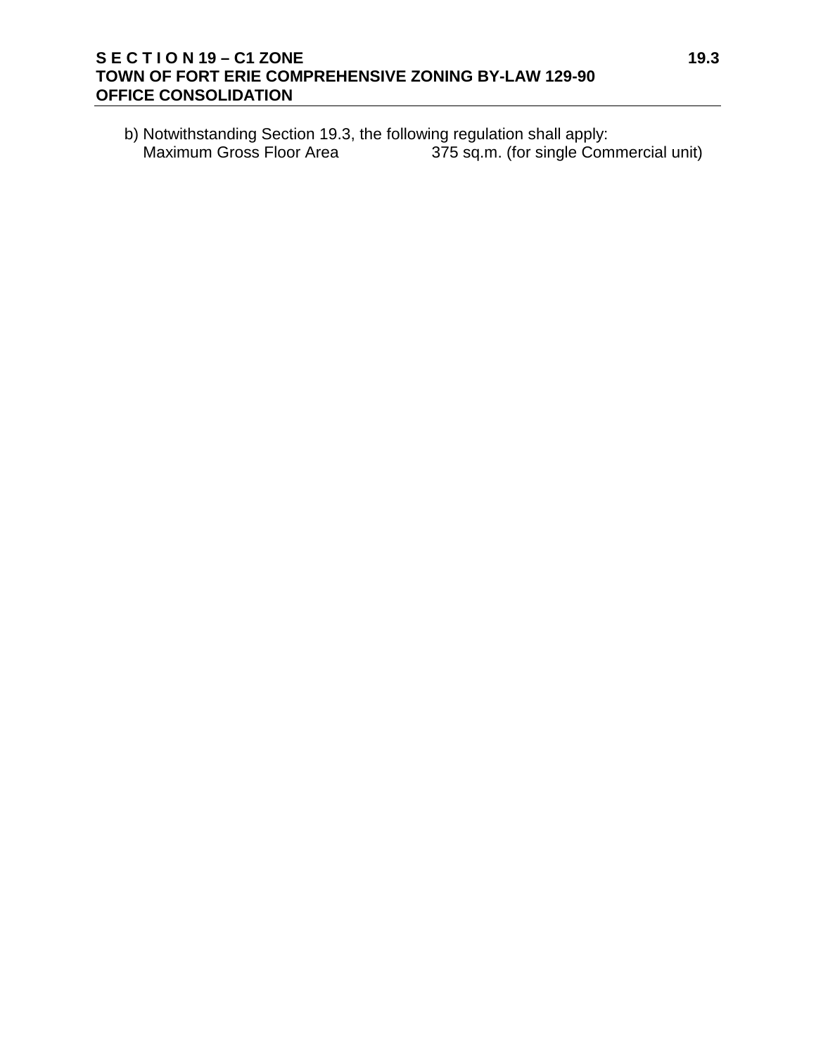b) Notwithstanding Section 19.3, the following regulation shall apply:
Maximum Gross Floor Area 375 sq.m. (for single Commercial unit)